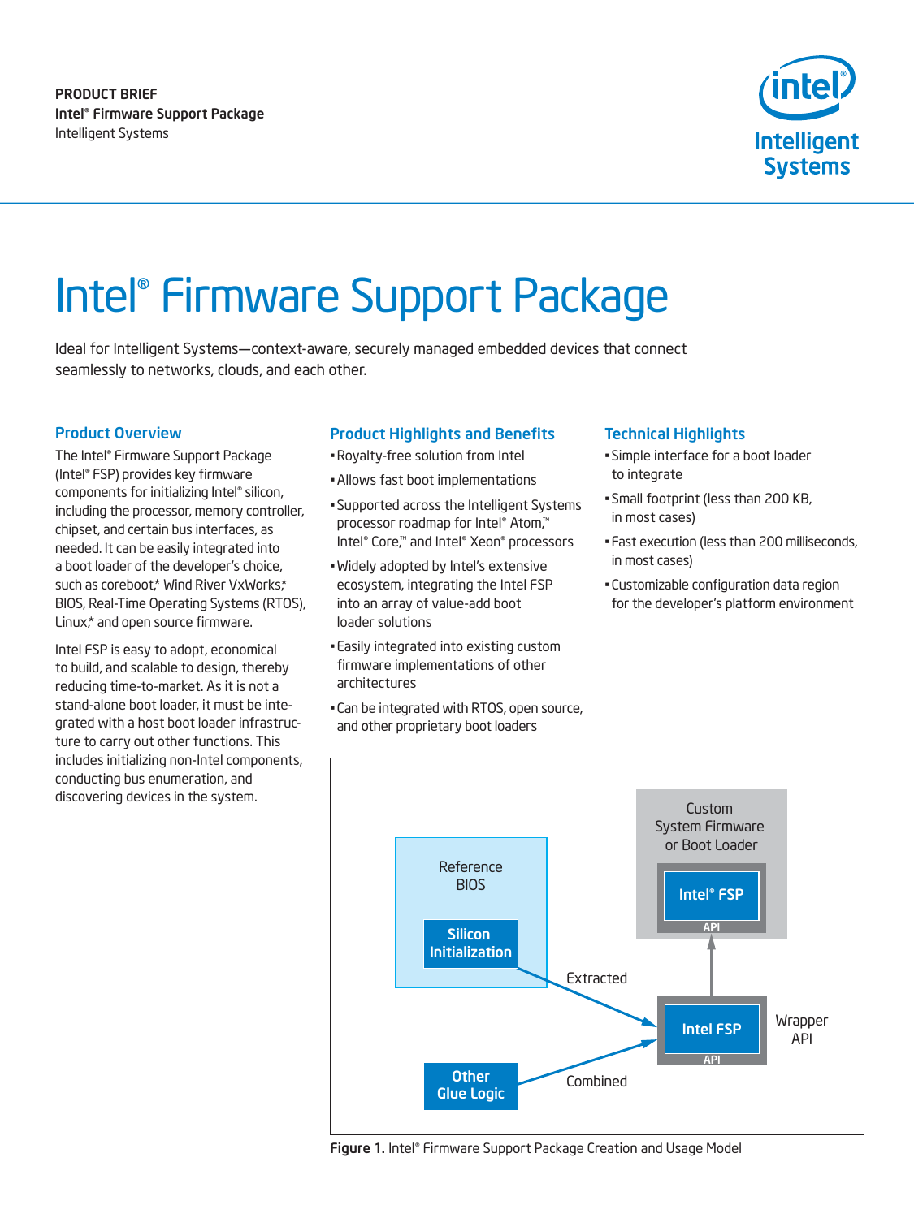PRODUCT BRIEF
**Intel® Firmware Support Package**
Intelligent Systems

# Intel® Firmware Support Package

Ideal for Intelligent Systems—context-aware, securely managed embedded devices that connect seamlessly to networks, clouds, and each other.

## Product Overview

The Intel® Firmware Support Package (Intel® FSP) provides key firmware components for initializing Intel® silicon, including the processor, memory controller, chipset, and certain bus interfaces, as needed. It can be easily integrated into a boot loader of the developer's choice, such as coreboot,* Wind River VxWorks,* BIOS, Real-Time Operating Systems (RTOS), Linux,* and open source firmware.

Intel FSP is easy to adopt, economical to build, and scalable to design, thereby reducing time-to-market. As it is not a stand-alone boot loader, it must be integrated with a host boot loader infrastructure to carry out other functions. This includes initializing non-Intel components, conducting bus enumeration, and discovering devices in the system.

## Product Highlights and Benefits

- Royalty-free solution from Intel
- Allows fast boot implementations
- Supported across the Intelligent Systems processor roadmap for Intel® Atom,™ Intel® Core,™ and Intel® Xeon® processors
- Widely adopted by Intel's extensive ecosystem, integrating the Intel FSP into an array of value-add boot loader solutions
- Easily integrated into existing custom firmware implementations of other architectures
- Can be integrated with RTOS, open source, and other proprietary boot loaders

## Technical Highlights

- Simple interface for a boot loader to integrate
- Small footprint (less than 200 KB, in most cases)
- Fast execution (less than 200 milliseconds, in most cases)
- Customizable configuration data region for the developer's platform environment

Figure 1. Intel® Firmware Support Package Creation and Usage Model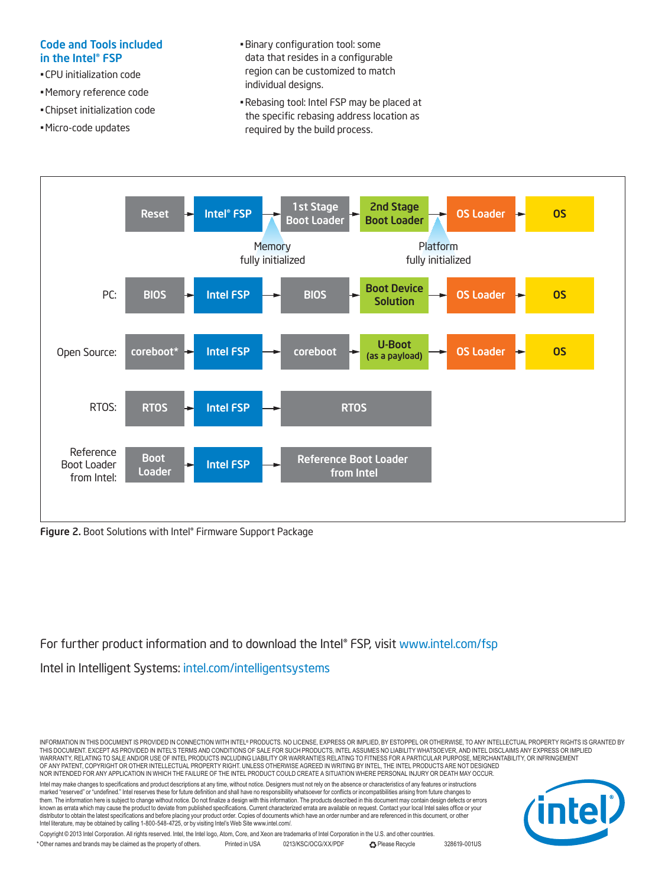## Code and Tools included in the Intel® FSP

- CPU initialization code
- Memory reference code
- Chipset initialization code
- Micro-code updates
- Binary configuration tool: some data that resides in a configurable region can be customized to match individual designs.
- Rebasing tool: Intel FSP may be placed at the specific rebasing address location as required by the build process.

Reset → Intel® FSP → 1st Stage Boot Loader → 2nd Stage Boot Loader → OS Loader → OS

Memory fully initialized

Platform fully initialized

PC: BIOS → Intel FSP → BIOS → Boot Device Solution → OS Loader → OS

Open Source: coreboot* → Intel FSP → coreboot → U-Boot (as a payload) → OS Loader → OS

RTOS: RTOS → Intel FSP → RTOS

Reference Boot Loader from Intel: Boot Loader → Intel FSP → Reference Boot Loader from Intel

**Figure 2.** Boot Solutions with Intel® Firmware Support Package

For further product information and to download the Intel® FSP, visit www.intel.com/fsp

Intel in Intelligent Systems: intel.com/intelligentsystems

INFORMATION IN THIS DOCUMENT IS PROVIDED IN CONNECTION WITH INTEL® PRODUCTS. NO LICENSE, EXPRESS OR IMPLIED, BY ESTOPPEL OR OTHERWISE, TO ANY INTELLECTUAL PROPERTY RIGHTS IS GRANTED BY THIS DOCUMENT. EXCEPT AS PROVIDED IN INTEL'S TERMS AND CONDITIONS OF SALE FOR SUCH PRODUCTS, INTEL ASSUMES NO LIABILITY WHATSOEVER, AND INTEL DISCLAIMS ANY EXPRESS OR IMPLIED WARRANTY, RELATING TO SALE AND/OR USE OF INTEL PRODUCTS INCLUDING LIABILITY OR WARRANTIES RELATING TO FITNESS FOR A PARTICULAR PURPOSE, MERCHANTABILITY, OR INFRINGEMENT OF ANY PATENT, COPYRIGHT OR OTHER INTELLECTUAL PROPERTY RIGHT. UNLESS OTHERWISE AGREED IN WRITING BY INTEL, THE INTEL PRODUCTS ARE NOT DESIGNED NOR INTENDED FOR ANY APPLICATION IN WHICH THE FAILURE OF THE INTEL PRODUCT COULD CREATE A SITUATION WHERE PERSONAL INJURY OR DEATH MAY OCCUR.

Intel may make changes to specifications and product descriptions at any time, without notice. Designers must not rely on the absence or characteristics of any features or instructions marked "reserved" or "undefined." Intel reserves these for future definition and shall have no responsibility whatsoever for conflicts or incompatibilities arising from future changes to them. The information here is subject to change without notice. Do not finalize a design with this information. The products described in this document may contain design defects or errors known as errata which may cause the product to deviate from published specifications. Current characterized errata are available on request. Contact your local Intel sales office or your distributor to obtain the latest specifications and before placing your product order. Copies of documents which have an order number and are referenced in this document, or other Intel literature, may be obtained by calling 1-800-548-4725, or by visiting Intel's Web Site www.intel.com/.

Copyright © 2013 Intel Corporation. All rights reserved. Intel, the Intel logo, Atom, Core, and Xeon are trademarks of Intel Corporation in the U.S. and other countries.

* Other names and brands may be claimed as the property of others. Printed in USA 0213/KSC/OCG/XX/PDF Please Recycle 328619-001US